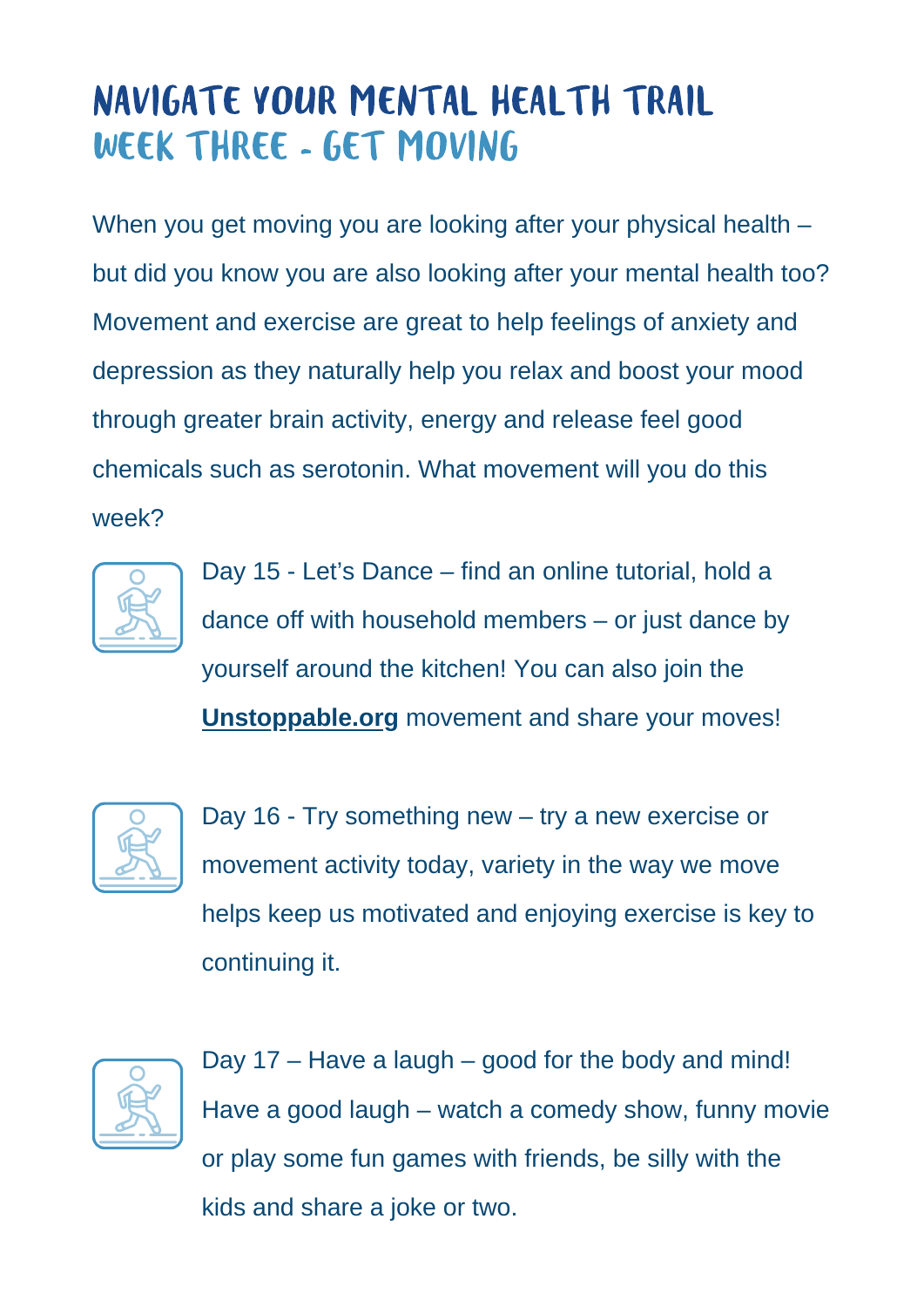# NAVIGATE YOUR MENTAL HEALTH TRAIL

## WEEK THREE - GET MOVING

When you get moving you are looking after your physical health – but did you know you are also looking after your mental health too? Movement and exercise are great to help feelings of anxiety and depression as they naturally help you relax and boost your mood through greater brain activity, energy and release feel good chemicals such as serotonin. What movement will you do this week?

Day 15 - Let's Dance – find an online tutorial, hold a dance off with household members – or just dance by yourself around the kitchen! You can also join the **Unstoppable.org** movement and share your moves!

Day 16 - Try something new – try a new exercise or movement activity today, variety in the way we move helps keep us motivated and enjoying exercise is key to continuing it.

Day 17 – Have a laugh – good for the body and mind! Have a good laugh – watch a comedy show, funny movie or play some fun games with friends, be silly with the kids and share a joke or two.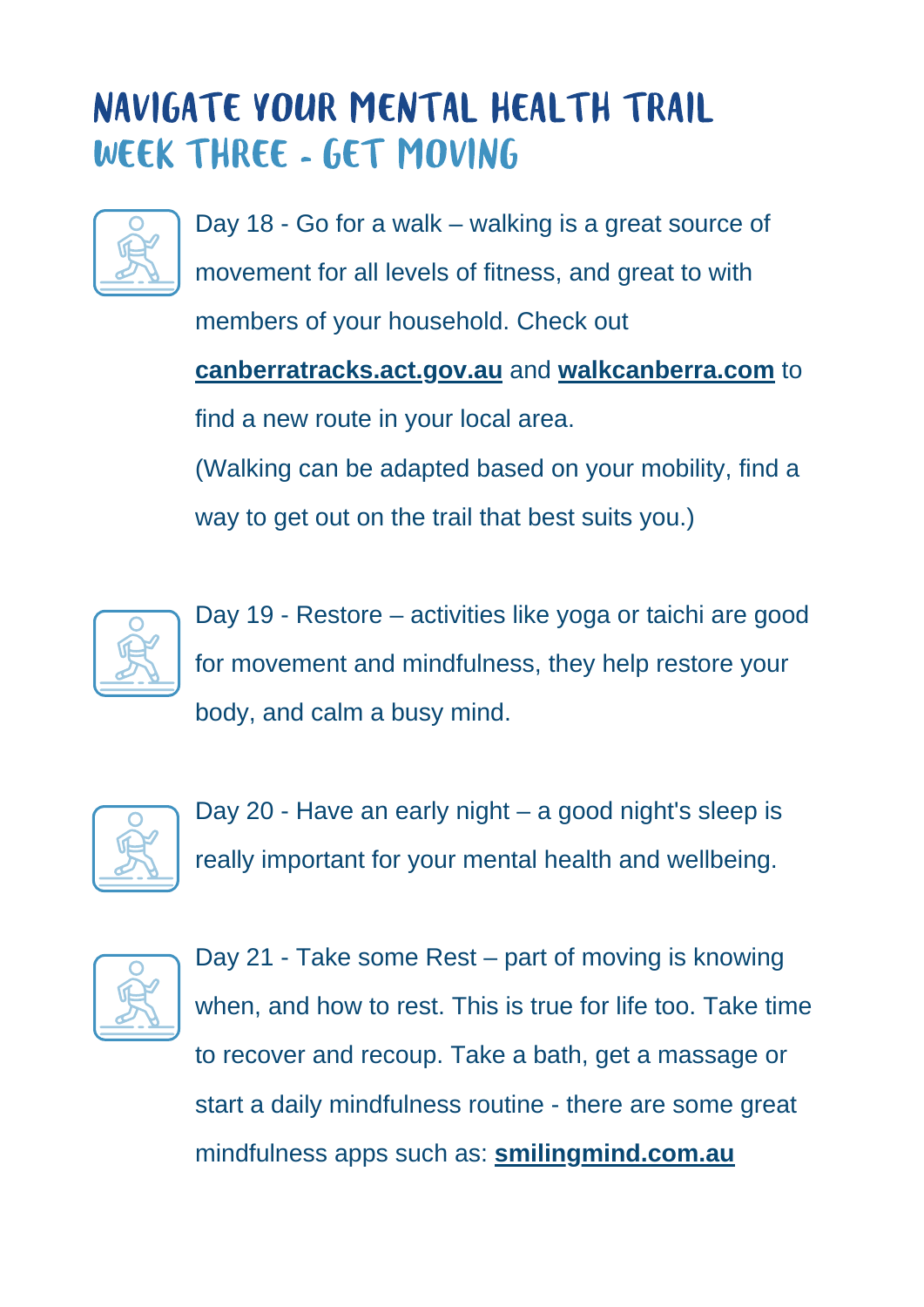# NAVIGATE YOUR MENTAL HEALTH TRAIL

## WEEK THREE - GET MOVING

Day 18 - Go for a walk – walking is a great source of movement for all levels of fitness, and great to with members of your household. Check out **canberratracks.act.gov.au** and **walkcanberra.com** to find a new route in your local area.
(Walking can be adapted based on your mobility, find a way to get out on the trail that best suits you.)

Day 19 - Restore – activities like yoga or taichi are good for movement and mindfulness, they help restore your body, and calm a busy mind.

Day 20 - Have an early night – a good night's sleep is really important for your mental health and wellbeing.

Day 21 - Take some Rest – part of moving is knowing when, and how to rest. This is true for life too. Take time to recover and recoup. Take a bath, get a massage or start a daily mindfulness routine - there are some great mindfulness apps such as: **smilingmind.com.au**